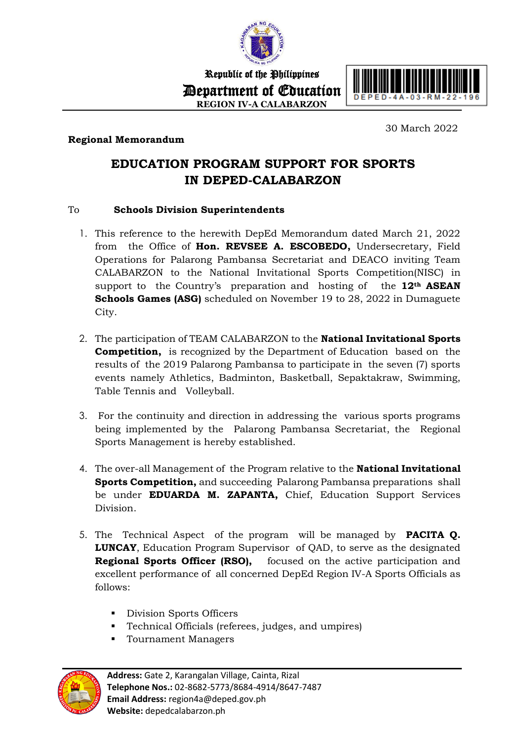Republic of the Philippines

Department of Education

**REGION IV-A CALABARZON**

DEPED-4A-03-RM-22-196

30 March 2022

**Regional Memorandum**

# EDUCATION PROGRAM SUPPORT FOR SPORTS IN DEPED-CALABARZON

To **Schools Division Superintendents**

1. This reference to the herewith DepEd Memorandum dated March 21, 2022 from the Office of **Hon. REVSEE A. ESCOBEDO,** Undersecretary, Field Operations for Palarong Pambansa Secretariat and DEACO inviting Team CALABARZON to the National Invitational Sports Competition(NISC) in support to the Country's preparation and hosting of the **12th ASEAN Schools Games (ASG)** scheduled on November 19 to 28, 2022 in Dumaguete City.

2. The participation of TEAM CALABARZON to the **National Invitational Sports Competition,** is recognized by the Department of Education based on the results of the 2019 Palarong Pambansa to participate in the seven (7) sports events namely Athletics, Badminton, Basketball, Sepaktakraw, Swimming, Table Tennis and Volleyball.

3. For the continuity and direction in addressing the various sports programs being implemented by the Palarong Pambansa Secretariat, the Regional Sports Management is hereby established.

4. The over-all Management of the Program relative to the **National Invitational Sports Competition,** and succeeding Palarong Pambansa preparations shall be under **EDUARDA M. ZAPANTA,** Chief, Education Support Services Division.

5. The Technical Aspect of the program will be managed by **PACITA Q. LUNCAY**, Education Program Supervisor of QAD, to serve as the designated **Regional Sports Officer (RSO),** focused on the active participation and excellent performance of all concerned DepEd Region IV-A Sports Officials as follows:

   - Division Sports Officers
   - Technical Officials (referees, judges, and umpires)
   - Tournament Managers

**Address:** Gate 2, Karangalan Village, Cainta, Rizal
**Telephone Nos.:** 02-8682-5773/8684-4914/8647-7487
**Email Address:** region4a@deped.gov.ph
**Website:** depedcalabarzon.ph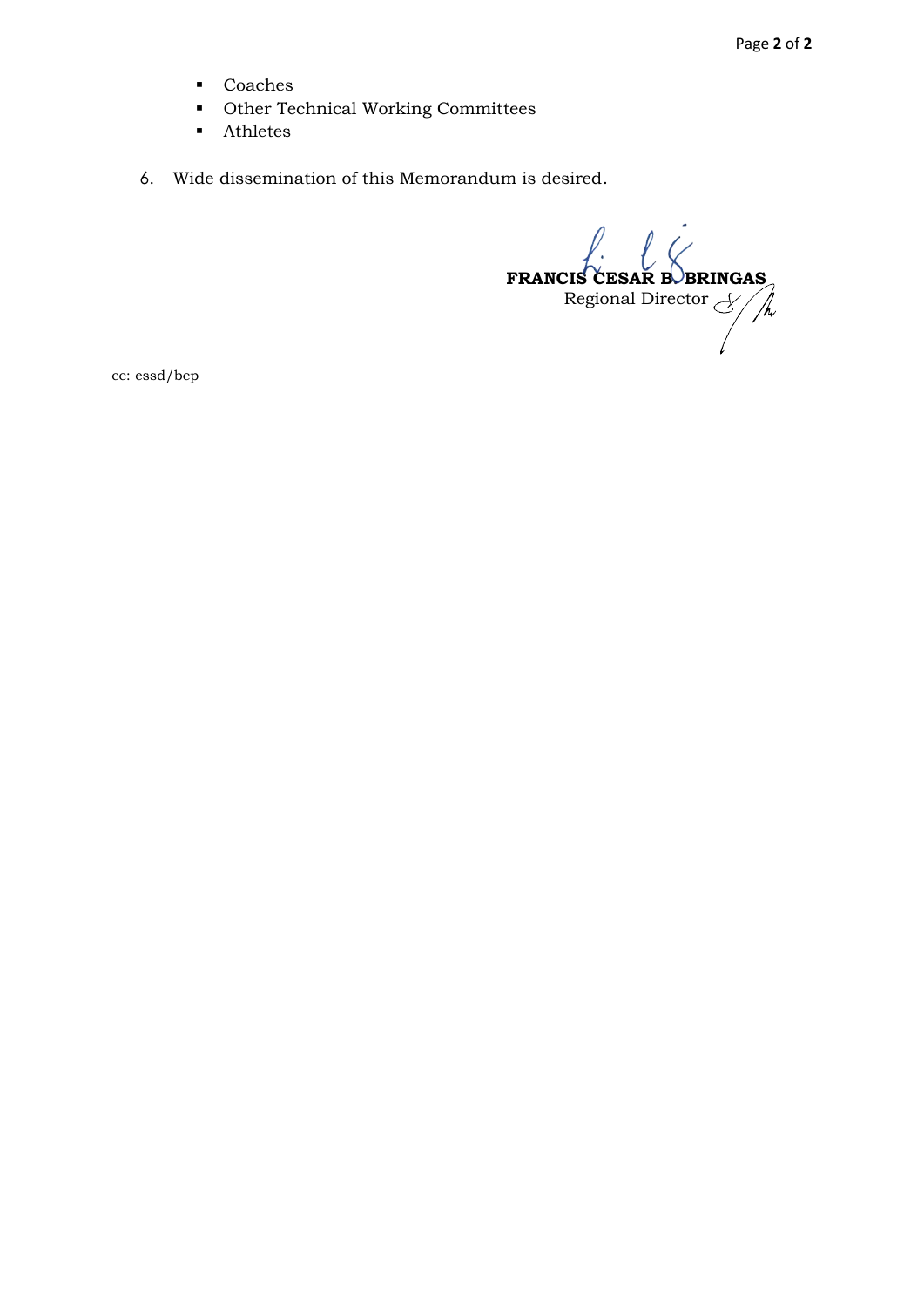- Coaches
- Other Technical Working Committees
- Athletes

6. Wide dissemination of this Memorandum is desired.

**FRANCIS CESAR B. BRINGAS**
Regional Director

cc: essd/bcp